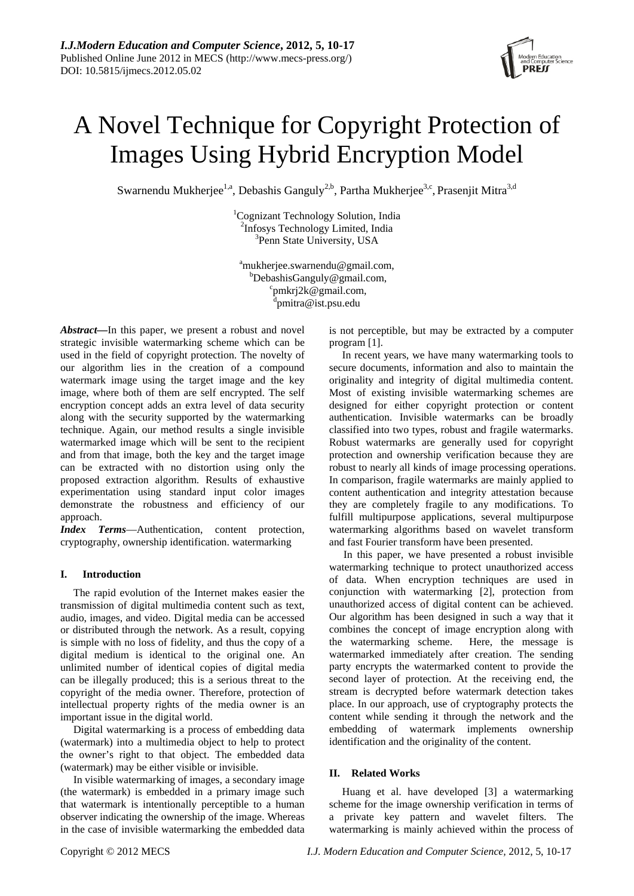I.J.Modern Education and Computer Science, 2012, 5, 10-17
Published Online June 2012 in MECS (http://www.mecs-press.org/)
DOI: 10.5815/ijmecs.2012.05.02

# A Novel Technique for Copyright Protection of Images Using Hybrid Encryption Model

Swarnendu Mukherjee[1,a], Debashis Ganguly[2,b], Partha Mukherjee[3,c], Prasenjit Mitra[3,d]

[1]Cognizant Technology Solution, India
[2]Infosys Technology Limited, India
[3]Penn State University, USA

[a]mukherjee.swarnendu@gmail.com,
[b]DebashisGanguly@gmail.com,
[c]pmkrj2k@gmail.com,
[d]pmitra@ist.psu.edu

***Abstract*****—**In this paper, we present a robust and novel strategic invisible watermarking scheme which can be used in the field of copyright protection. The novelty of our algorithm lies in the creation of a compound watermark image using the target image and the key image, where both of them are self encrypted. The self encryption concept adds an extra level of data security along with the security supported by the watermarking technique. Again, our method results a single invisible watermarked image which will be sent to the recipient and from that image, both the key and the target image can be extracted with no distortion using only the proposed extraction algorithm. Results of exhaustive experimentation using standard input color images demonstrate the robustness and efficiency of our approach.

***Index Terms***—Authentication, content protection, cryptography, ownership identification. watermarking

## I. Introduction

The rapid evolution of the Internet makes easier the transmission of digital multimedia content such as text, audio, images, and video. Digital media can be accessed or distributed through the network. As a result, copying is simple with no loss of fidelity, and thus the copy of a digital medium is identical to the original one. An unlimited number of identical copies of digital media can be illegally produced; this is a serious threat to the copyright of the media owner. Therefore, protection of intellectual property rights of the media owner is an important issue in the digital world.

Digital watermarking is a process of embedding data (watermark) into a multimedia object to help to protect the owner's right to that object. The embedded data (watermark) may be either visible or invisible.

In visible watermarking of images, a secondary image (the watermark) is embedded in a primary image such that watermark is intentionally perceptible to a human observer indicating the ownership of the image. Whereas in the case of invisible watermarking the embedded data is not perceptible, but may be extracted by a computer program [1].

In recent years, we have many watermarking tools to secure documents, information and also to maintain the originality and integrity of digital multimedia content. Most of existing invisible watermarking schemes are designed for either copyright protection or content authentication. Invisible watermarks can be broadly classified into two types, robust and fragile watermarks. Robust watermarks are generally used for copyright protection and ownership verification because they are robust to nearly all kinds of image processing operations. In comparison, fragile watermarks are mainly applied to content authentication and integrity attestation because they are completely fragile to any modifications. To fulfill multipurpose applications, several multipurpose watermarking algorithms based on wavelet transform and fast Fourier transform have been presented.

In this paper, we have presented a robust invisible watermarking technique to protect unauthorized access of data. When encryption techniques are used in conjunction with watermarking [2], protection from unauthorized access of digital content can be achieved. Our algorithm has been designed in such a way that it combines the concept of image encryption along with the watermarking scheme. Here, the message is watermarked immediately after creation. The sending party encrypts the watermarked content to provide the second layer of protection. At the receiving end, the stream is decrypted before watermark detection takes place. In our approach, use of cryptography protects the content while sending it through the network and the embedding of watermark implements ownership identification and the originality of the content.

## II. Related Works

Huang et al. have developed [3] a watermarking scheme for the image ownership verification in terms of a private key pattern and wavelet filters. The watermarking is mainly achieved within the process of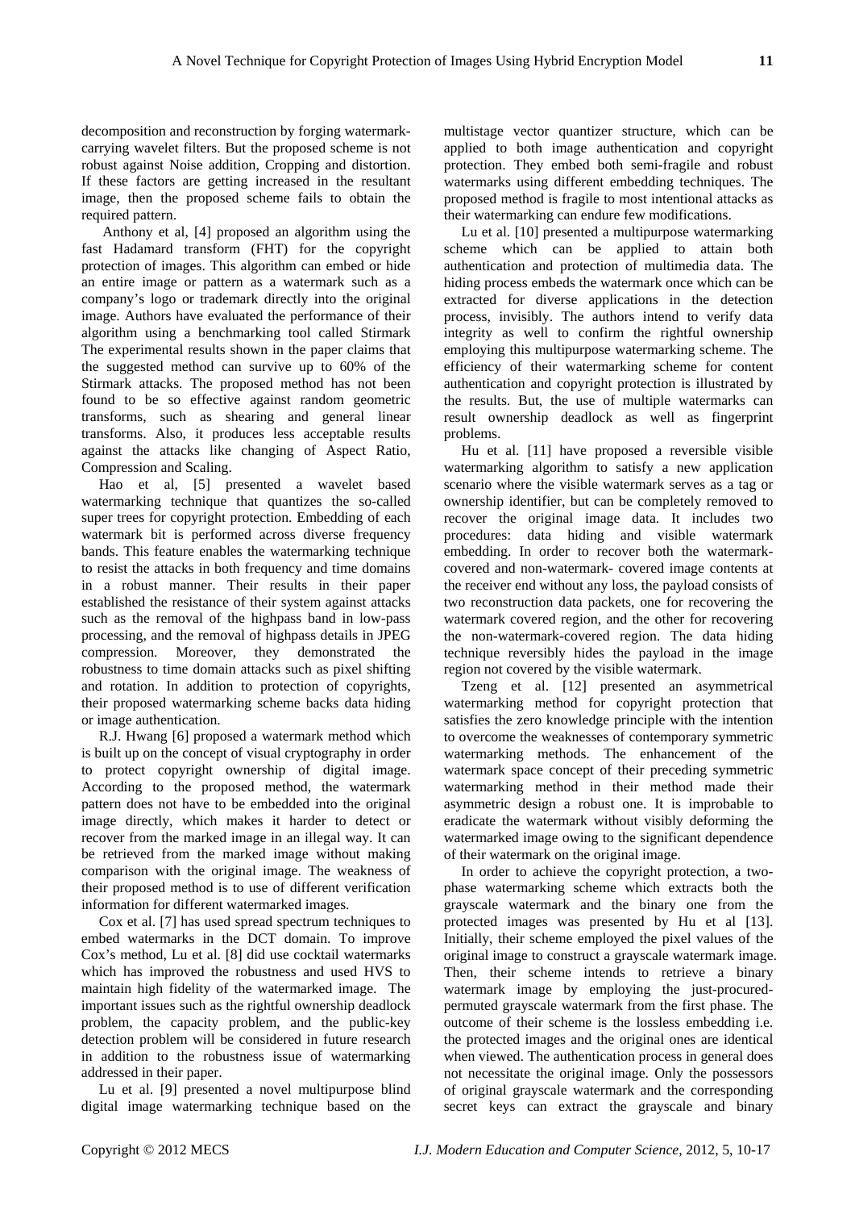decomposition and reconstruction by forging watermark-carrying wavelet filters. But the proposed scheme is not robust against Noise addition, Cropping and distortion. If these factors are getting increased in the resultant image, then the proposed scheme fails to obtain the required pattern.

Anthony et al, [4] proposed an algorithm using the fast Hadamard transform (FHT) for the copyright protection of images. This algorithm can embed or hide an entire image or pattern as a watermark such as a company's logo or trademark directly into the original image. Authors have evaluated the performance of their algorithm using a benchmarking tool called Stirmark The experimental results shown in the paper claims that the suggested method can survive up to 60% of the Stirmark attacks. The proposed method has not been found to be so effective against random geometric transforms, such as shearing and general linear transforms. Also, it produces less acceptable results against the attacks like changing of Aspect Ratio, Compression and Scaling.

Hao et al, [5] presented a wavelet based watermarking technique that quantizes the so-called super trees for copyright protection. Embedding of each watermark bit is performed across diverse frequency bands. This feature enables the watermarking technique to resist the attacks in both frequency and time domains in a robust manner. Their results in their paper established the resistance of their system against attacks such as the removal of the highpass band in low-pass processing, and the removal of highpass details in JPEG compression. Moreover, they demonstrated the robustness to time domain attacks such as pixel shifting and rotation. In addition to protection of copyrights, their proposed watermarking scheme backs data hiding or image authentication.

R.J. Hwang [6] proposed a watermark method which is built up on the concept of visual cryptography in order to protect copyright ownership of digital image. According to the proposed method, the watermark pattern does not have to be embedded into the original image directly, which makes it harder to detect or recover from the marked image in an illegal way. It can be retrieved from the marked image without making comparison with the original image. The weakness of their proposed method is to use of different verification information for different watermarked images.

Cox et al. [7] has used spread spectrum techniques to embed watermarks in the DCT domain. To improve Cox's method, Lu et al. [8] did use cocktail watermarks which has improved the robustness and used HVS to maintain high fidelity of the watermarked image. The important issues such as the rightful ownership deadlock problem, the capacity problem, and the public-key detection problem will be considered in future research in addition to the robustness issue of watermarking addressed in their paper.

Lu et al. [9] presented a novel multipurpose blind digital image watermarking technique based on the multistage vector quantizer structure, which can be applied to both image authentication and copyright protection. They embed both semi-fragile and robust watermarks using different embedding techniques. The proposed method is fragile to most intentional attacks as their watermarking can endure few modifications.

Lu et al. [10] presented a multipurpose watermarking scheme which can be applied to attain both authentication and protection of multimedia data. The hiding process embeds the watermark once which can be extracted for diverse applications in the detection process, invisibly. The authors intend to verify data integrity as well to confirm the rightful ownership employing this multipurpose watermarking scheme. The efficiency of their watermarking scheme for content authentication and copyright protection is illustrated by the results. But, the use of multiple watermarks can result ownership deadlock as well as fingerprint problems.

Hu et al. [11] have proposed a reversible visible watermarking algorithm to satisfy a new application scenario where the visible watermark serves as a tag or ownership identifier, but can be completely removed to recover the original image data. It includes two procedures: data hiding and visible watermark embedding. In order to recover both the watermark-covered and non-watermark- covered image contents at the receiver end without any loss, the payload consists of two reconstruction data packets, one for recovering the watermark covered region, and the other for recovering the non-watermark-covered region. The data hiding technique reversibly hides the payload in the image region not covered by the visible watermark.

Tzeng et al. [12] presented an asymmetrical watermarking method for copyright protection that satisfies the zero knowledge principle with the intention to overcome the weaknesses of contemporary symmetric watermarking methods. The enhancement of the watermark space concept of their preceding symmetric watermarking method in their method made their asymmetric design a robust one. It is improbable to eradicate the watermark without visibly deforming the watermarked image owing to the significant dependence of their watermark on the original image.

In order to achieve the copyright protection, a two-phase watermarking scheme which extracts both the grayscale watermark and the binary one from the protected images was presented by Hu et al [13]. Initially, their scheme employed the pixel values of the original image to construct a grayscale watermark image. Then, their scheme intends to retrieve a binary watermark image by employing the just-procured-permuted grayscale watermark from the first phase. The outcome of their scheme is the lossless embedding i.e. the protected images and the original ones are identical when viewed. The authentication process in general does not necessitate the original image. Only the possessors of original grayscale watermark and the corresponding secret keys can extract the grayscale and binary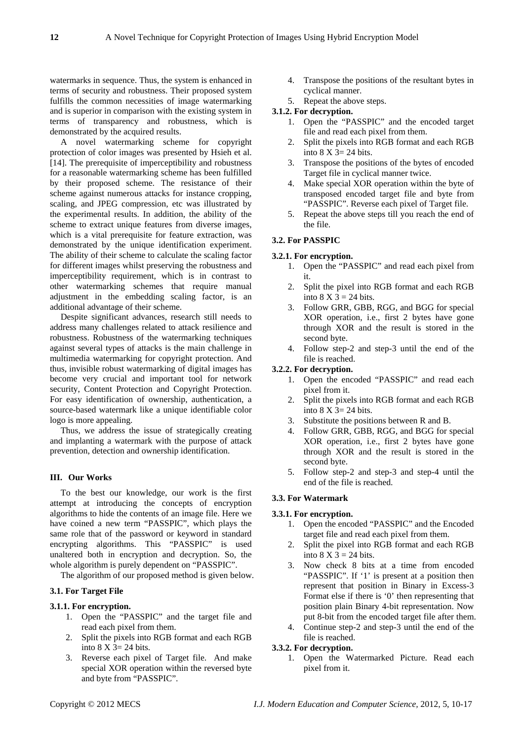watermarks in sequence. Thus, the system is enhanced in terms of security and robustness. Their proposed system fulfills the common necessities of image watermarking and is superior in comparison with the existing system in terms of transparency and robustness, which is demonstrated by the acquired results.

A novel watermarking scheme for copyright protection of color images was presented by Hsieh et al. [14]. The prerequisite of imperceptibility and robustness for a reasonable watermarking scheme has been fulfilled by their proposed scheme. The resistance of their scheme against numerous attacks for instance cropping, scaling, and JPEG compression, etc was illustrated by the experimental results. In addition, the ability of the scheme to extract unique features from diverse images, which is a vital prerequisite for feature extraction, was demonstrated by the unique identification experiment. The ability of their scheme to calculate the scaling factor for different images whilst preserving the robustness and imperceptibility requirement, which is in contrast to other watermarking schemes that require manual adjustment in the embedding scaling factor, is an additional advantage of their scheme.

Despite significant advances, research still needs to address many challenges related to attack resilience and robustness. Robustness of the watermarking techniques against several types of attacks is the main challenge in multimedia watermarking for copyright protection. And thus, invisible robust watermarking of digital images has become very crucial and important tool for network security, Content Protection and Copyright Protection. For easy identification of ownership, authentication, a source-based watermark like a unique identifiable color logo is more appealing.

Thus, we address the issue of strategically creating and implanting a watermark with the purpose of attack prevention, detection and ownership identification.

## III. Our Works

To the best our knowledge, our work is the first attempt at introducing the concepts of encryption algorithms to hide the contents of an image file. Here we have coined a new term "PASSPIC", which plays the same role that of the password or keyword in standard encrypting algorithms. This "PASSPIC" is used unaltered both in encryption and decryption. So, the whole algorithm is purely dependent on "PASSPIC".

The algorithm of our proposed method is given below.

### 3.1. For Target File

#### 3.1.1. For encryption.

1. Open the "PASSPIC" and the target file and read each pixel from them.
2. Split the pixels into RGB format and each RGB into 8 X 3= 24 bits.
3. Reverse each pixel of Target file. And make special XOR operation within the reversed byte and byte from "PASSPIC".
4. Transpose the positions of the resultant bytes in cyclical manner.
5. Repeat the above steps.

#### 3.1.2. For decryption.

1. Open the "PASSPIC" and the encoded target file and read each pixel from them.
2. Split the pixels into RGB format and each RGB into 8 X 3= 24 bits.
3. Transpose the positions of the bytes of encoded Target file in cyclical manner twice.
4. Make special XOR operation within the byte of transposed encoded target file and byte from "PASSPIC". Reverse each pixel of Target file.
5. Repeat the above steps till you reach the end of the file.

### 3.2. For PASSPIC

#### 3.2.1. For encryption.

1. Open the "PASSPIC" and read each pixel from it.
2. Split the pixel into RGB format and each RGB into 8 X 3 = 24 bits.
3. Follow GRR, GBB, RGG, and BGG for special XOR operation, i.e., first 2 bytes have gone through XOR and the result is stored in the second byte.
4. Follow step-2 and step-3 until the end of the file is reached.

#### 3.2.2. For decryption.

1. Open the encoded "PASSPIC" and read each pixel from it.
2. Split the pixels into RGB format and each RGB into 8 X 3= 24 bits.
3. Substitute the positions between R and B.
4. Follow GRR, GBB, RGG, and BGG for special XOR operation, i.e., first 2 bytes have gone through XOR and the result is stored in the second byte.
5. Follow step-2 and step-3 and step-4 until the end of the file is reached.

### 3.3. For Watermark

#### 3.3.1. For encryption.

1. Open the encoded "PASSPIC" and the Encoded target file and read each pixel from them.
2. Split the pixel into RGB format and each RGB into 8 X 3 = 24 bits.
3. Now check 8 bits at a time from encoded "PASSPIC". If '1' is present at a position then represent that position in Binary in Excess-3 Format else if there is '0' then representing that position plain Binary 4-bit representation. Now put 8-bit from the encoded target file after them.
4. Continue step-2 and step-3 until the end of the file is reached.

#### 3.3.2. For decryption.

1. Open the Watermarked Picture. Read each pixel from it.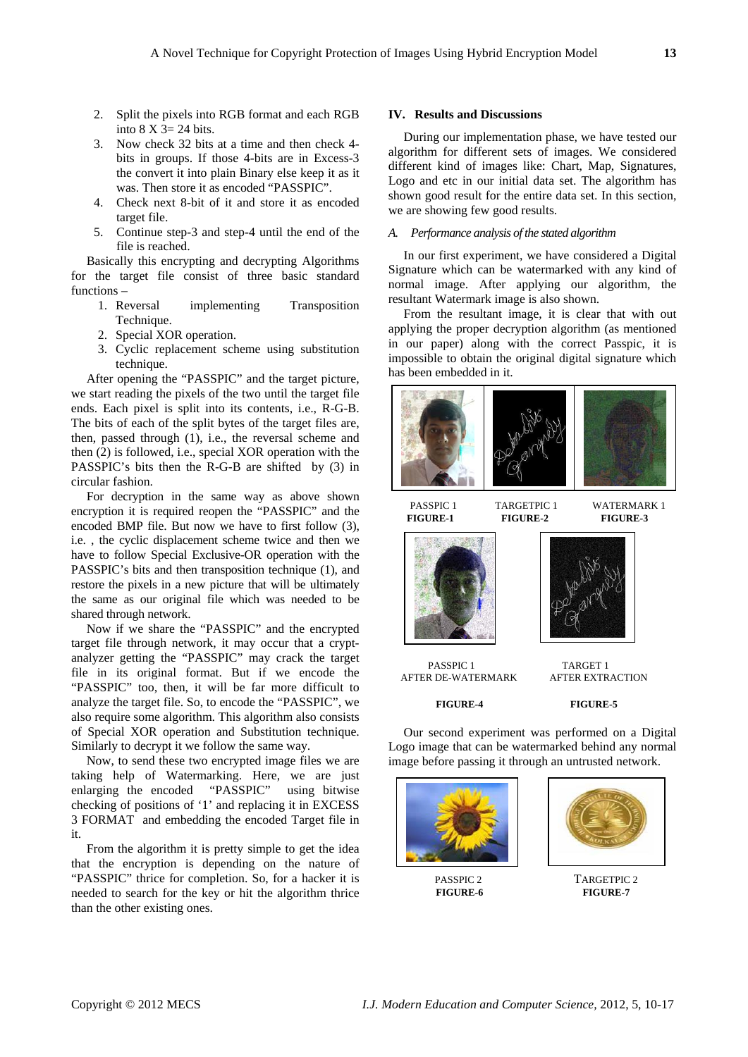2. Split the pixels into RGB format and each RGB into 8 X 3= 24 bits.
3. Now check 32 bits at a time and then check 4-bits in groups. If those 4-bits are in Excess-3 the convert it into plain Binary else keep it as it was. Then store it as encoded "PASSPIC".
4. Check next 8-bit of it and store it as encoded target file.
5. Continue step-3 and step-4 until the end of the file is reached.

Basically this encrypting and decrypting Algorithms for the target file consist of three basic standard functions –

1. Reversal implementing Transposition Technique.
2. Special XOR operation.
3. Cyclic replacement scheme using substitution technique.

After opening the "PASSPIC" and the target picture, we start reading the pixels of the two until the target file ends. Each pixel is split into its contents, i.e., R-G-B. The bits of each of the split bytes of the target files are, then, passed through (1), i.e., the reversal scheme and then (2) is followed, i.e., special XOR operation with the PASSPIC's bits then the R-G-B are shifted by (3) in circular fashion.

For decryption in the same way as above shown encryption it is required reopen the "PASSPIC" and the encoded BMP file. But now we have to first follow (3), i.e. , the cyclic displacement scheme twice and then we have to follow Special Exclusive-OR operation with the PASSPIC's bits and then transposition technique (1), and restore the pixels in a new picture that will be ultimately the same as our original file which was needed to be shared through network.

Now if we share the "PASSPIC" and the encrypted target file through network, it may occur that a crypt-analyzer getting the "PASSPIC" may crack the target file in its original format. But if we encode the "PASSPIC" too, then, it will be far more difficult to analyze the target file. So, to encode the "PASSPIC", we also require some algorithm. This algorithm also consists of Special XOR operation and Substitution technique. Similarly to decrypt it we follow the same way.

Now, to send these two encrypted image files we are taking help of Watermarking. Here, we are just enlarging the encoded "PASSPIC" using bitwise checking of positions of '1' and replacing it in EXCESS 3 FORMAT and embedding the encoded Target file in it.

From the algorithm it is pretty simple to get the idea that the encryption is depending on the nature of "PASSPIC" thrice for completion. So, for a hacker it is needed to search for the key or hit the algorithm thrice than the other existing ones.

## IV. Results and Discussions

During our implementation phase, we have tested our algorithm for different sets of images. We considered different kind of images like: Chart, Map, Signatures, Logo and etc in our initial data set. The algorithm has shown good result for the entire data set. In this section, we are showing few good results.

### *A. Performance analysis of the stated algorithm*

In our first experiment, we have considered a Digital Signature which can be watermarked with any kind of normal image. After applying our algorithm, the resultant Watermark image is also shown.

From the resultant image, it is clear that with out applying the proper decryption algorithm (as mentioned in our paper) along with the correct Passpic, it is impossible to obtain the original digital signature which has been embedded in it.

PASSPIC 1
**FIGURE-1**

TARGETPIC 1
**FIGURE-2**

WATERMARK 1
**FIGURE-3**

PASSPIC 1
AFTER DE-WATERMARK
**FIGURE-4**

TARGET 1
AFTER EXTRACTION
**FIGURE-5**

Our second experiment was performed on a Digital Logo image that can be watermarked behind any normal image before passing it through an untrusted network.

PASSPIC 2
**FIGURE-6**

TARGETPIC 2
**FIGURE-7**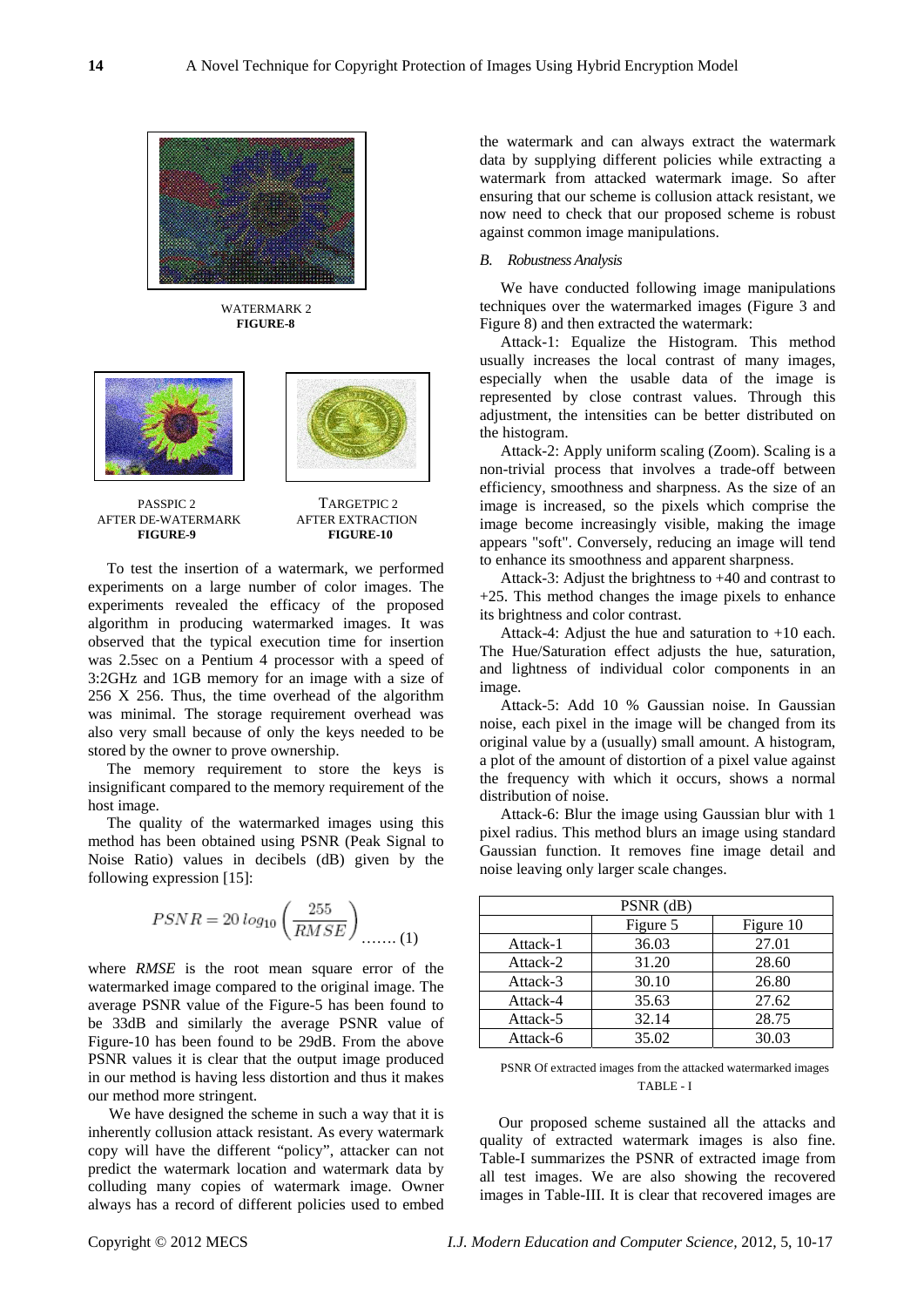WATERMARK 2
**FIGURE-8**

PASSPIC 2
AFTER DE-WATERMARK
**FIGURE-9**

TARGETPIC 2
AFTER EXTRACTION
**FIGURE-10**

To test the insertion of a watermark, we performed experiments on a large number of color images. The experiments revealed the efficacy of the proposed algorithm in producing watermarked images. It was observed that the typical execution time for insertion was 2.5sec on a Pentium 4 processor with a speed of 3:2GHz and 1GB memory for an image with a size of 256 X 256. Thus, the time overhead of the algorithm was minimal. The storage requirement overhead was also very small because of only the keys needed to be stored by the owner to prove ownership.

The memory requirement to store the keys is insignificant compared to the memory requirement of the host image.

The quality of the watermarked images using this method has been obtained using PSNR (Peak Signal to Noise Ratio) values in decibels (dB) given by the following expression [15]:

$$PSNR = 20\,log_{10}\left(\frac{255}{RMSE}\right) \quad \ldots\ldots (1)$$

where *RMSE* is the root mean square error of the watermarked image compared to the original image. The average PSNR value of the Figure-5 has been found to be 33dB and similarly the average PSNR value of Figure-10 has been found to be 29dB. From the above PSNR values it is clear that the output image produced in our method is having less distortion and thus it makes our method more stringent.

We have designed the scheme in such a way that it is inherently collusion attack resistant. As every watermark copy will have the different "policy", attacker can not predict the watermark location and watermark data by colluding many copies of watermark image. Owner always has a record of different policies used to embed the watermark and can always extract the watermark data by supplying different policies while extracting a watermark from attacked watermark image. So after ensuring that our scheme is collusion attack resistant, we now need to check that our proposed scheme is robust against common image manipulations.

### *B. Robustness Analysis*

We have conducted following image manipulations techniques over the watermarked images (Figure 3 and Figure 8) and then extracted the watermark:

Attack-1: Equalize the Histogram. This method usually increases the local contrast of many images, especially when the usable data of the image is represented by close contrast values. Through this adjustment, the intensities can be better distributed on the histogram.

Attack-2: Apply uniform scaling (Zoom). Scaling is a non-trivial process that involves a trade-off between efficiency, smoothness and sharpness. As the size of an image is increased, so the pixels which comprise the image become increasingly visible, making the image appears "soft". Conversely, reducing an image will tend to enhance its smoothness and apparent sharpness.

Attack-3: Adjust the brightness to +40 and contrast to +25. This method changes the image pixels to enhance its brightness and color contrast.

Attack-4: Adjust the hue and saturation to +10 each. The Hue/Saturation effect adjusts the hue, saturation, and lightness of individual color components in an image.

Attack-5: Add 10 % Gaussian noise. In Gaussian noise, each pixel in the image will be changed from its original value by a (usually) small amount. A histogram, a plot of the amount of distortion of a pixel value against the frequency with which it occurs, shows a normal distribution of noise.

Attack-6: Blur the image using Gaussian blur with 1 pixel radius. This method blurs an image using standard Gaussian function. It removes fine image detail and noise leaving only larger scale changes.

| PSNR (dB) | | |
|---|---|---|
| | Figure 5 | Figure 10 |
| Attack-1 | 36.03 | 27.01 |
| Attack-2 | 31.20 | 28.60 |
| Attack-3 | 30.10 | 26.80 |
| Attack-4 | 35.63 | 27.62 |
| Attack-5 | 32.14 | 28.75 |
| Attack-6 | 35.02 | 30.03 |

PSNR Of extracted images from the attacked watermarked images
TABLE - I

Our proposed scheme sustained all the attacks and quality of extracted watermark images is also fine. Table-I summarizes the PSNR of extracted image from all test images. We are also showing the recovered images in Table-III. It is clear that recovered images are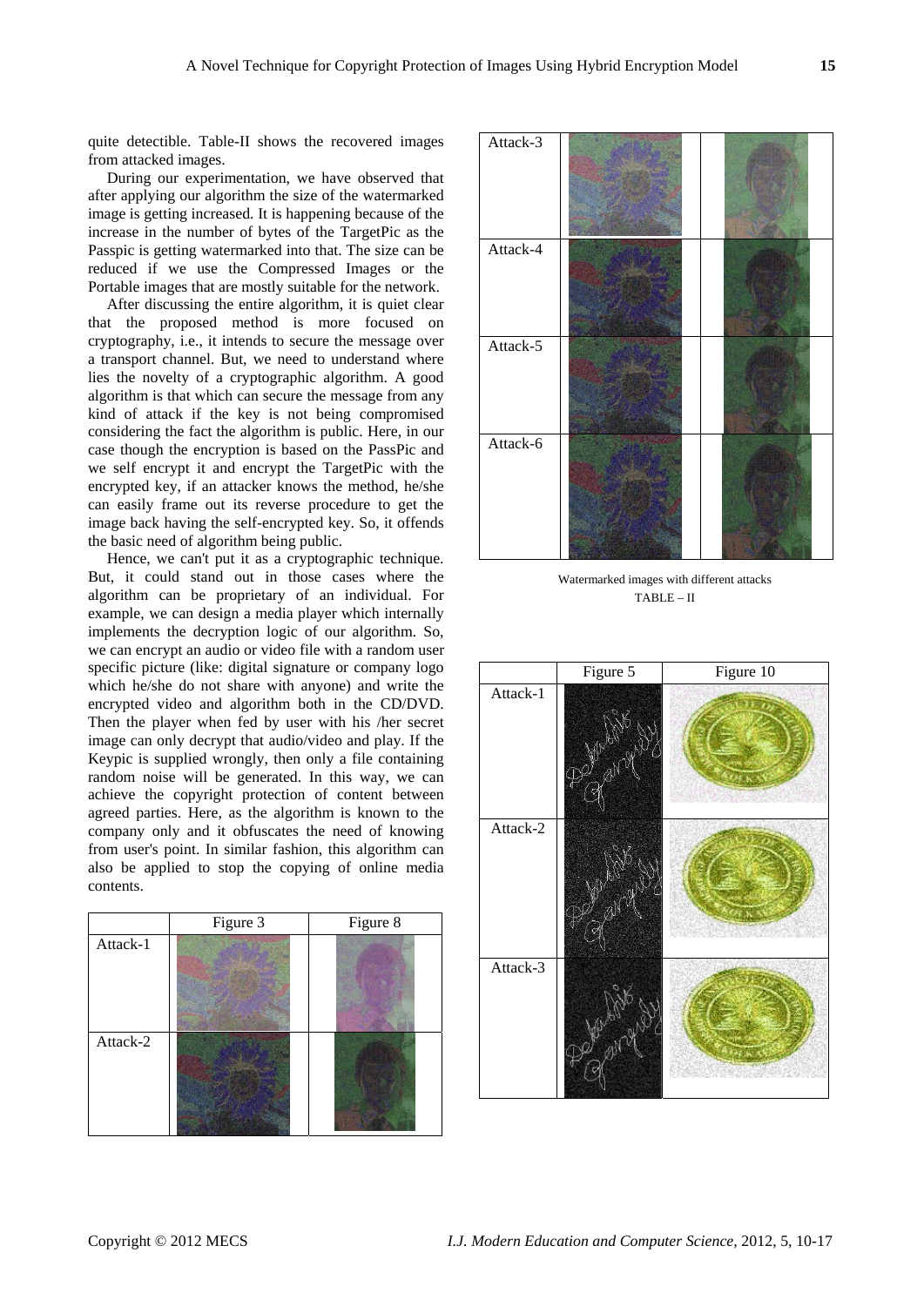quite detectible. Table-II shows the recovered images from attacked images.

During our experimentation, we have observed that after applying our algorithm the size of the watermarked image is getting increased. It is happening because of the increase in the number of bytes of the TargetPic as the Passpic is getting watermarked into that. The size can be reduced if we use the Compressed Images or the Portable images that are mostly suitable for the network.

After discussing the entire algorithm, it is quiet clear that the proposed method is more focused on cryptography, i.e., it intends to secure the message over a transport channel. But, we need to understand where lies the novelty of a cryptographic algorithm. A good algorithm is that which can secure the message from any kind of attack if the key is not being compromised considering the fact the algorithm is public. Here, in our case though the encryption is based on the PassPic and we self encrypt it and encrypt the TargetPic with the encrypted key, if an attacker knows the method, he/she can easily frame out its reverse procedure to get the image back having the self-encrypted key. So, it offends the basic need of algorithm being public.

Hence, we can't put it as a cryptographic technique. But, it could stand out in those cases where the algorithm can be proprietary of an individual. For example, we can design a media player which internally implements the decryption logic of our algorithm. So, we can encrypt an audio or video file with a random user specific picture (like: digital signature or company logo which he/she do not share with anyone) and write the encrypted video and algorithm both in the CD/DVD. Then the player when fed by user with his /her secret image can only decrypt that audio/video and play. If the Keypic is supplied wrongly, then only a file containing random noise will be generated. In this way, we can achieve the copyright protection of content between agreed parties. Here, as the algorithm is known to the company only and it obfuscates the need of knowing from user's point. In similar fashion, this algorithm can also be applied to stop the copying of online media contents.

| | Figure 3 | Figure 8 |
|---|---|---|
| Attack-1 | | |
| Attack-2 | | |
| Attack-3 | | |
| Attack-4 | | |
| Attack-5 | | |
| Attack-6 | | |

Watermarked images with different attacks

TABLE – II

| | Figure 5 | Figure 10 |
|---|---|---|
| Attack-1 | | |
| Attack-2 | | |
| Attack-3 | | |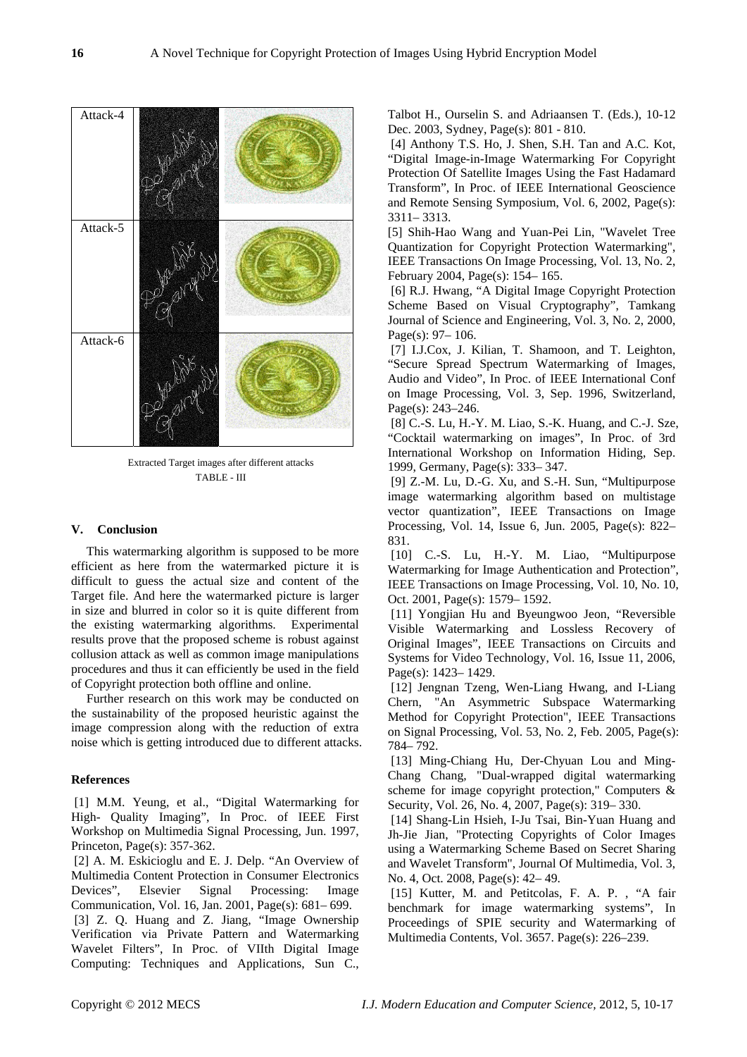| Attack-4 | | |
|---|---|---|
| Attack-5 | | |
| Attack-6 | | |

Extracted Target images after different attacks
TABLE - III

## V. Conclusion

This watermarking algorithm is supposed to be more efficient as here from the watermarked picture it is difficult to guess the actual size and content of the Target file. And here the watermarked picture is larger in size and blurred in color so it is quite different from the existing watermarking algorithms. Experimental results prove that the proposed scheme is robust against collusion attack as well as common image manipulations procedures and thus it can efficiently be used in the field of Copyright protection both offline and online.

Further research on this work may be conducted on the sustainability of the proposed heuristic against the image compression along with the reduction of extra noise which is getting introduced due to different attacks.

### References

[1] M.M. Yeung, et al., "Digital Watermarking for High- Quality Imaging", In Proc. of IEEE First Workshop on Multimedia Signal Processing, Jun. 1997, Princeton, Page(s): 357-362.

[2] A. M. Eskicioglu and E. J. Delp. "An Overview of Multimedia Content Protection in Consumer Electronics Devices", Elsevier Signal Processing: Image Communication, Vol. 16, Jan. 2001, Page(s): 681– 699.

[3] Z. Q. Huang and Z. Jiang, "Image Ownership Verification via Private Pattern and Watermarking Wavelet Filters", In Proc. of VIIth Digital Image Computing: Techniques and Applications, Sun C., Talbot H., Ourselin S. and Adriaansen T. (Eds.), 10-12 Dec. 2003, Sydney, Page(s): 801 - 810.

[4] Anthony T.S. Ho, J. Shen, S.H. Tan and A.C. Kot, "Digital Image-in-Image Watermarking For Copyright Protection Of Satellite Images Using the Fast Hadamard Transform", In Proc. of IEEE International Geoscience and Remote Sensing Symposium, Vol. 6, 2002, Page(s): 3311– 3313.

[5] Shih-Hao Wang and Yuan-Pei Lin, "Wavelet Tree Quantization for Copyright Protection Watermarking", IEEE Transactions On Image Processing, Vol. 13, No. 2, February 2004, Page(s): 154– 165.

[6] R.J. Hwang, "A Digital Image Copyright Protection Scheme Based on Visual Cryptography", Tamkang Journal of Science and Engineering, Vol. 3, No. 2, 2000, Page(s): 97– 106.

[7] I.J.Cox, J. Kilian, T. Shamoon, and T. Leighton, "Secure Spread Spectrum Watermarking of Images, Audio and Video", In Proc. of IEEE International Conf on Image Processing, Vol. 3, Sep. 1996, Switzerland, Page(s): 243–246.

[8] C.-S. Lu, H.-Y. M. Liao, S.-K. Huang, and C.-J. Sze, "Cocktail watermarking on images", In Proc. of 3rd International Workshop on Information Hiding, Sep. 1999, Germany, Page(s): 333– 347.

[9] Z.-M. Lu, D.-G. Xu, and S.-H. Sun, "Multipurpose image watermarking algorithm based on multistage vector quantization", IEEE Transactions on Image Processing, Vol. 14, Issue 6, Jun. 2005, Page(s): 822– 831.

[10] C.-S. Lu, H.-Y. M. Liao, "Multipurpose Watermarking for Image Authentication and Protection", IEEE Transactions on Image Processing, Vol. 10, No. 10, Oct. 2001, Page(s): 1579– 1592.

[11] Yongjian Hu and Byeungwoo Jeon, "Reversible Visible Watermarking and Lossless Recovery of Original Images", IEEE Transactions on Circuits and Systems for Video Technology, Vol. 16, Issue 11, 2006, Page(s): 1423– 1429.

[12] Jengnan Tzeng, Wen-Liang Hwang, and I-Liang Chern, "An Asymmetric Subspace Watermarking Method for Copyright Protection", IEEE Transactions on Signal Processing, Vol. 53, No. 2, Feb. 2005, Page(s): 784– 792.

[13] Ming-Chiang Hu, Der-Chyuan Lou and Ming-Chang Chang, "Dual-wrapped digital watermarking scheme for image copyright protection," Computers & Security, Vol. 26, No. 4, 2007, Page(s): 319– 330.

[14] Shang-Lin Hsieh, I-Ju Tsai, Bin-Yuan Huang and Jh-Jie Jian, "Protecting Copyrights of Color Images using a Watermarking Scheme Based on Secret Sharing and Wavelet Transform", Journal Of Multimedia, Vol. 3, No. 4, Oct. 2008, Page(s): 42– 49.

[15] Kutter, M. and Petitcolas, F. A. P. , "A fair benchmark for image watermarking systems", In Proceedings of SPIE security and Watermarking of Multimedia Contents, Vol. 3657. Page(s): 226–239.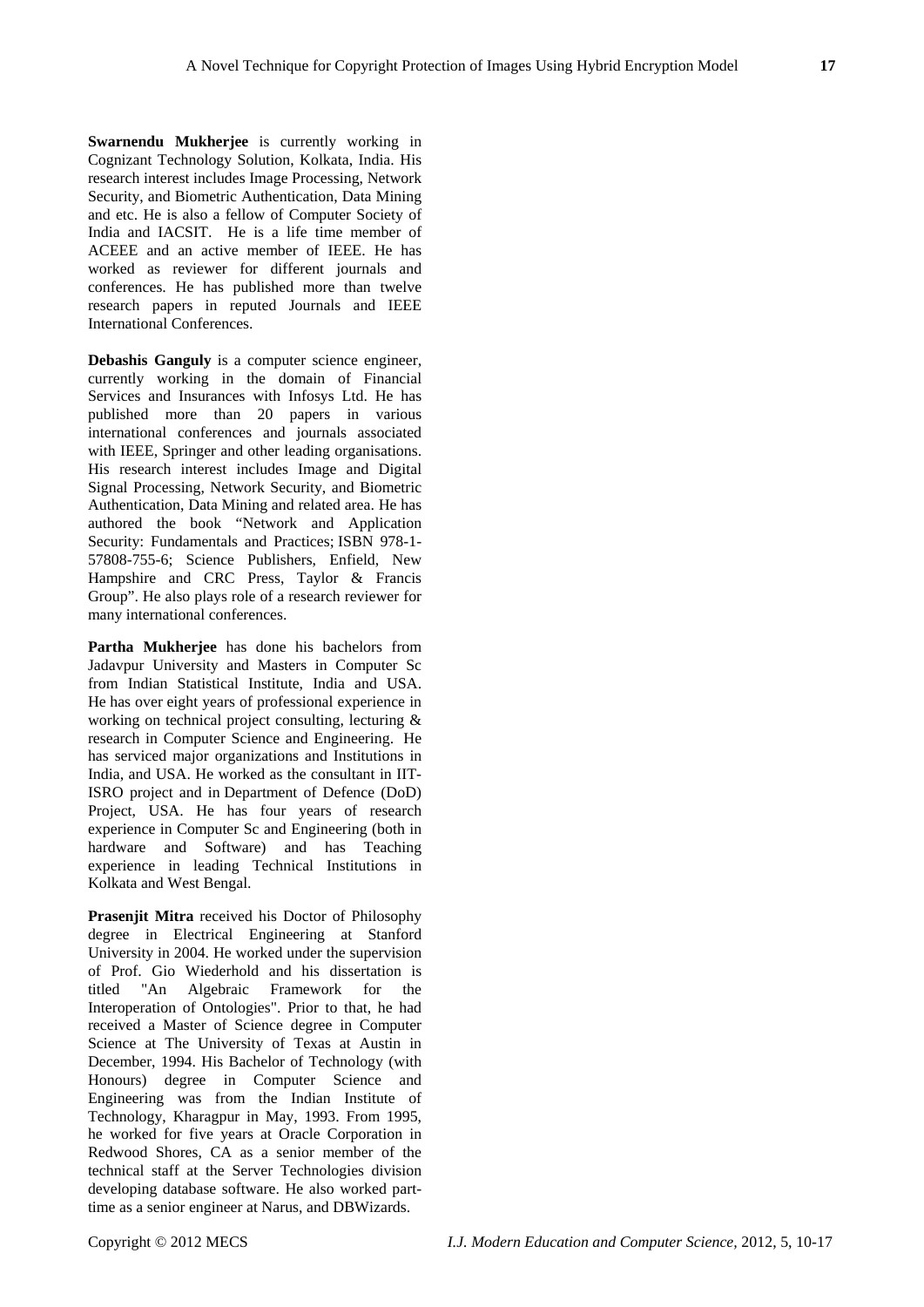**Swarnendu Mukherjee** is currently working in Cognizant Technology Solution, Kolkata, India. His research interest includes Image Processing, Network Security, and Biometric Authentication, Data Mining and etc. He is also a fellow of Computer Society of India and IACSIT. He is a life time member of ACEEE and an active member of IEEE. He has worked as reviewer for different journals and conferences. He has published more than twelve research papers in reputed Journals and IEEE International Conferences.

**Debashis Ganguly** is a computer science engineer, currently working in the domain of Financial Services and Insurances with Infosys Ltd. He has published more than 20 papers in various international conferences and journals associated with IEEE, Springer and other leading organisations. His research interest includes Image and Digital Signal Processing, Network Security, and Biometric Authentication, Data Mining and related area. He has authored the book "Network and Application Security: Fundamentals and Practices; ISBN 978-1-57808-755-6; Science Publishers, Enfield, New Hampshire and CRC Press, Taylor & Francis Group". He also plays role of a research reviewer for many international conferences.

**Partha Mukherjee** has done his bachelors from Jadavpur University and Masters in Computer Sc from Indian Statistical Institute, India and USA. He has over eight years of professional experience in working on technical project consulting, lecturing & research in Computer Science and Engineering. He has serviced major organizations and Institutions in India, and USA. He worked as the consultant in IIT-ISRO project and in Department of Defence (DoD) Project, USA. He has four years of research experience in Computer Sc and Engineering (both in hardware and Software) and has Teaching experience in leading Technical Institutions in Kolkata and West Bengal.

**Prasenjit Mitra** received his Doctor of Philosophy degree in Electrical Engineering at Stanford University in 2004. He worked under the supervision of Prof. Gio Wiederhold and his dissertation is titled "An Algebraic Framework for the Interoperation of Ontologies". Prior to that, he had received a Master of Science degree in Computer Science at The University of Texas at Austin in December, 1994. His Bachelor of Technology (with Honours) degree in Computer Science and Engineering was from the Indian Institute of Technology, Kharagpur in May, 1993. From 1995, he worked for five years at Oracle Corporation in Redwood Shores, CA as a senior member of the technical staff at the Server Technologies division developing database software. He also worked part-time as a senior engineer at Narus, and DBWizards.